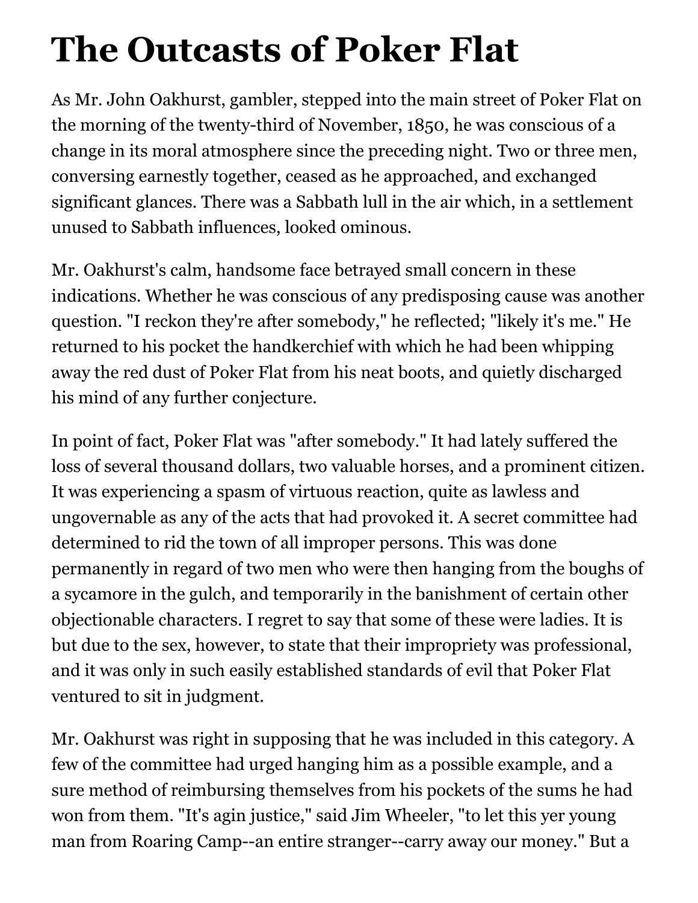# The Outcasts of Poker Flat

As Mr. John Oakhurst, gambler, stepped into the main street of Poker Flat on the morning of the twenty-third of November, 1850, he was conscious of a change in its moral atmosphere since the preceding night. Two or three men, conversing earnestly together, ceased as he approached, and exchanged significant glances. There was a Sabbath lull in the air which, in a settlement unused to Sabbath influences, looked ominous.

Mr. Oakhurst's calm, handsome face betrayed small concern in these indications. Whether he was conscious of any predisposing cause was another question. "I reckon they're after somebody," he reflected; "likely it's me." He returned to his pocket the handkerchief with which he had been whipping away the red dust of Poker Flat from his neat boots, and quietly discharged his mind of any further conjecture.

In point of fact, Poker Flat was "after somebody." It had lately suffered the loss of several thousand dollars, two valuable horses, and a prominent citizen. It was experiencing a spasm of virtuous reaction, quite as lawless and ungovernable as any of the acts that had provoked it. A secret committee had determined to rid the town of all improper persons. This was done permanently in regard of two men who were then hanging from the boughs of a sycamore in the gulch, and temporarily in the banishment of certain other objectionable characters. I regret to say that some of these were ladies. It is but due to the sex, however, to state that their impropriety was professional, and it was only in such easily established standards of evil that Poker Flat ventured to sit in judgment.

Mr. Oakhurst was right in supposing that he was included in this category. A few of the committee had urged hanging him as a possible example, and a sure method of reimbursing themselves from his pockets of the sums he had won from them. "It's agin justice," said Jim Wheeler, "to let this yer young man from Roaring Camp--an entire stranger--carry away our money." But a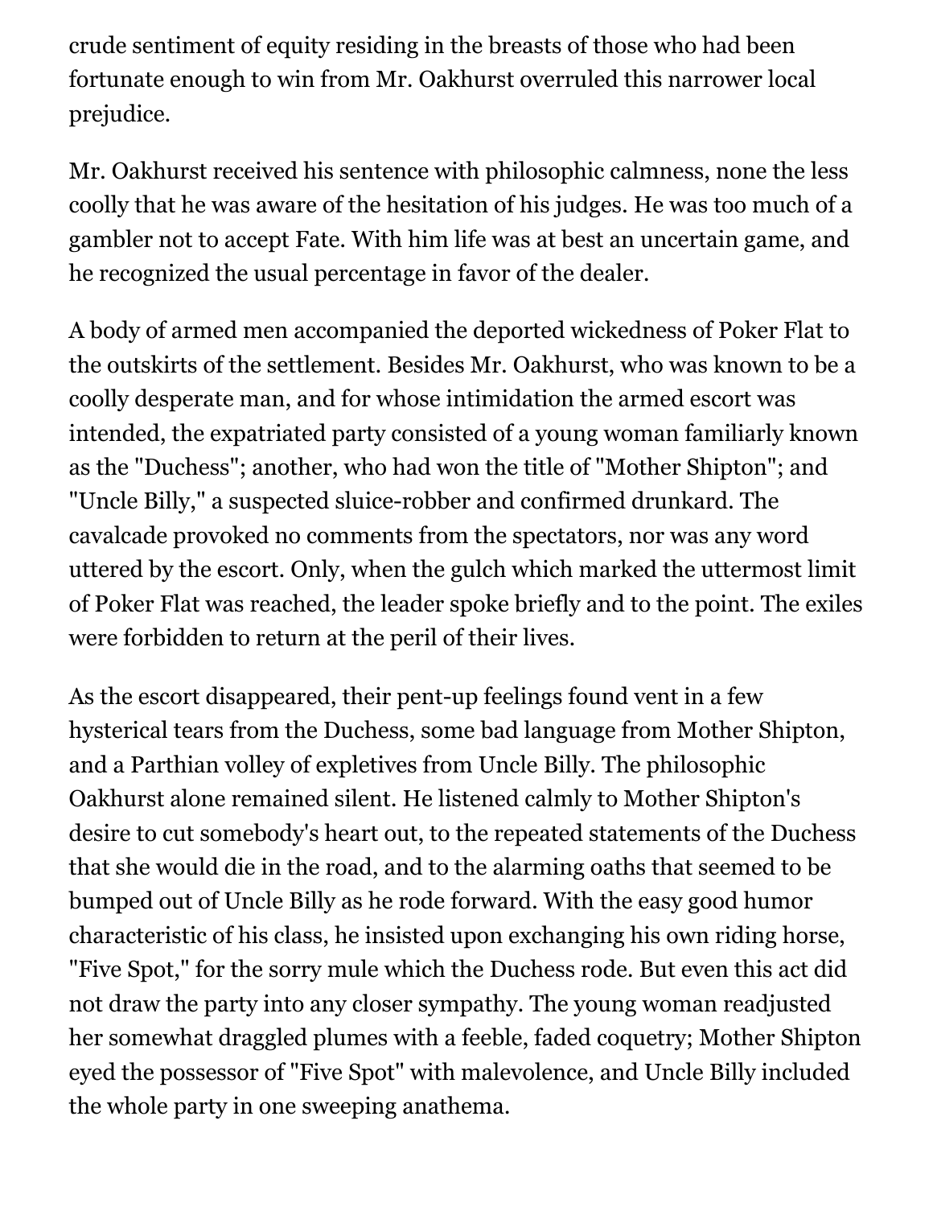crude sentiment of equity residing in the breasts of those who had been fortunate enough to win from Mr. Oakhurst overruled this narrower local prejudice.

Mr. Oakhurst received his sentence with philosophic calmness, none the less coolly that he was aware of the hesitation of his judges. He was too much of a gambler not to accept Fate. With him life was at best an uncertain game, and he recognized the usual percentage in favor of the dealer.

A body of armed men accompanied the deported wickedness of Poker Flat to the outskirts of the settlement. Besides Mr. Oakhurst, who was known to be a coolly desperate man, and for whose intimidation the armed escort was intended, the expatriated party consisted of a young woman familiarly known as the "Duchess"; another, who had won the title of "Mother Shipton"; and "Uncle Billy," a suspected sluice-robber and confirmed drunkard. The cavalcade provoked no comments from the spectators, nor was any word uttered by the escort. Only, when the gulch which marked the uttermost limit of Poker Flat was reached, the leader spoke briefly and to the point. The exiles were forbidden to return at the peril of their lives.

As the escort disappeared, their pent-up feelings found vent in a few hysterical tears from the Duchess, some bad language from Mother Shipton, and a Parthian volley of expletives from Uncle Billy. The philosophic Oakhurst alone remained silent. He listened calmly to Mother Shipton's desire to cut somebody's heart out, to the repeated statements of the Duchess that she would die in the road, and to the alarming oaths that seemed to be bumped out of Uncle Billy as he rode forward. With the easy good humor characteristic of his class, he insisted upon exchanging his own riding horse, "Five Spot," for the sorry mule which the Duchess rode. But even this act did not draw the party into any closer sympathy. The young woman readjusted her somewhat draggled plumes with a feeble, faded coquetry; Mother Shipton eyed the possessor of "Five Spot" with malevolence, and Uncle Billy included the whole party in one sweeping anathema.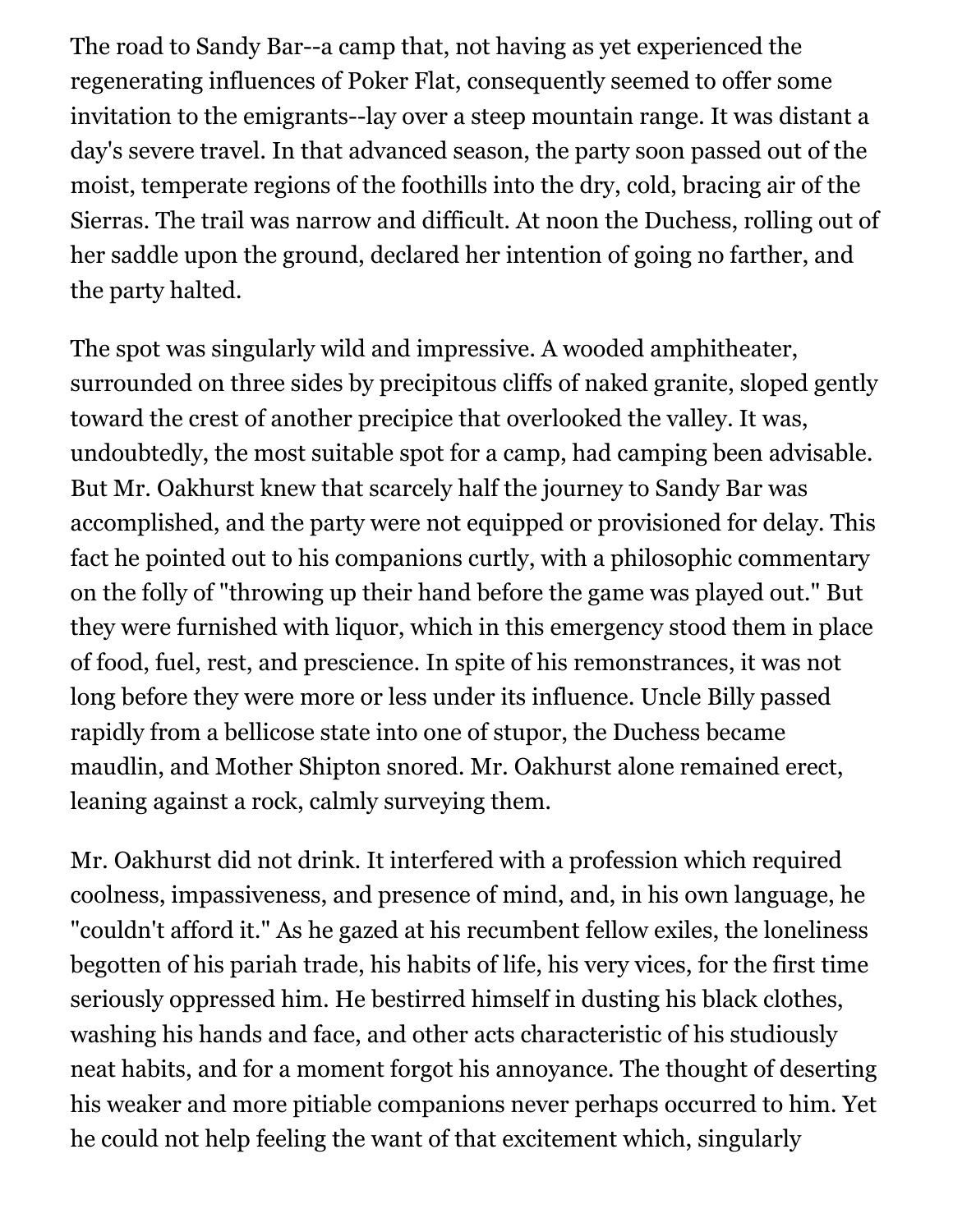The road to Sandy Bar--a camp that, not having as yet experienced the regenerating influences of Poker Flat, consequently seemed to offer some invitation to the emigrants--lay over a steep mountain range. It was distant a day's severe travel. In that advanced season, the party soon passed out of the moist, temperate regions of the foothills into the dry, cold, bracing air of the Sierras. The trail was narrow and difficult. At noon the Duchess, rolling out of her saddle upon the ground, declared her intention of going no farther, and the party halted.

The spot was singularly wild and impressive. A wooded amphitheater, surrounded on three sides by precipitous cliffs of naked granite, sloped gently toward the crest of another precipice that overlooked the valley. It was, undoubtedly, the most suitable spot for a camp, had camping been advisable. But Mr. Oakhurst knew that scarcely half the journey to Sandy Bar was accomplished, and the party were not equipped or provisioned for delay. This fact he pointed out to his companions curtly, with a philosophic commentary on the folly of "throwing up their hand before the game was played out." But they were furnished with liquor, which in this emergency stood them in place of food, fuel, rest, and prescience. In spite of his remonstrances, it was not long before they were more or less under its influence. Uncle Billy passed rapidly from a bellicose state into one of stupor, the Duchess became maudlin, and Mother Shipton snored. Mr. Oakhurst alone remained erect, leaning against a rock, calmly surveying them.

Mr. Oakhurst did not drink. It interfered with a profession which required coolness, impassiveness, and presence of mind, and, in his own language, he "couldn't afford it." As he gazed at his recumbent fellow exiles, the loneliness begotten of his pariah trade, his habits of life, his very vices, for the first time seriously oppressed him. He bestirred himself in dusting his black clothes, washing his hands and face, and other acts characteristic of his studiously neat habits, and for a moment forgot his annoyance. The thought of deserting his weaker and more pitiable companions never perhaps occurred to him. Yet he could not help feeling the want of that excitement which, singularly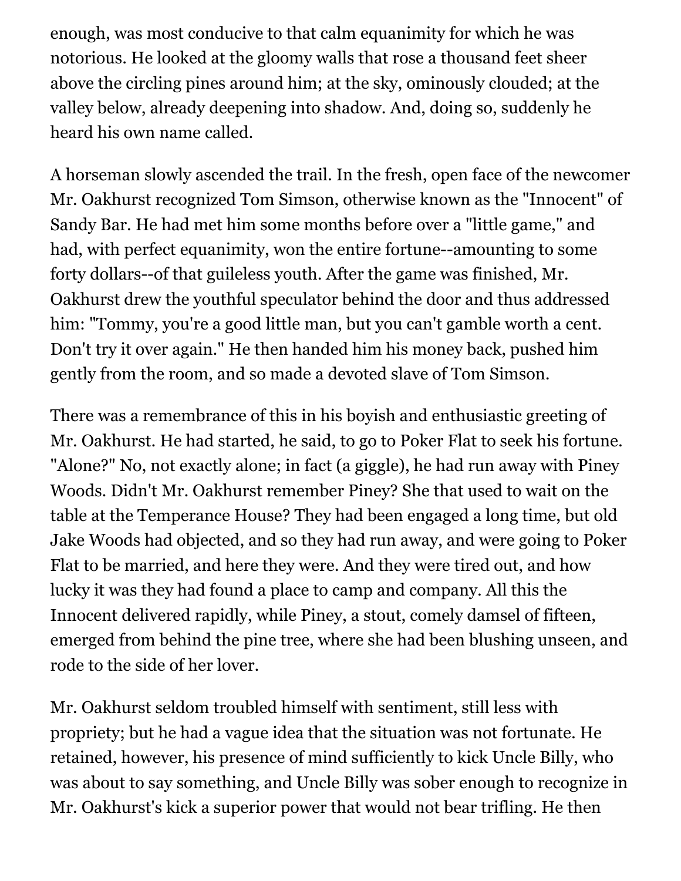enough, was most conducive to that calm equanimity for which he was notorious. He looked at the gloomy walls that rose a thousand feet sheer above the circling pines around him; at the sky, ominously clouded; at the valley below, already deepening into shadow. And, doing so, suddenly he heard his own name called.

A horseman slowly ascended the trail. In the fresh, open face of the newcomer Mr. Oakhurst recognized Tom Simson, otherwise known as the "Innocent" of Sandy Bar. He had met him some months before over a "little game," and had, with perfect equanimity, won the entire fortune--amounting to some forty dollars--of that guileless youth. After the game was finished, Mr. Oakhurst drew the youthful speculator behind the door and thus addressed him: "Tommy, you're a good little man, but you can't gamble worth a cent. Don't try it over again." He then handed him his money back, pushed him gently from the room, and so made a devoted slave of Tom Simson.

There was a remembrance of this in his boyish and enthusiastic greeting of Mr. Oakhurst. He had started, he said, to go to Poker Flat to seek his fortune. "Alone?" No, not exactly alone; in fact (a giggle), he had run away with Piney Woods. Didn't Mr. Oakhurst remember Piney? She that used to wait on the table at the Temperance House? They had been engaged a long time, but old Jake Woods had objected, and so they had run away, and were going to Poker Flat to be married, and here they were. And they were tired out, and how lucky it was they had found a place to camp and company. All this the Innocent delivered rapidly, while Piney, a stout, comely damsel of fifteen, emerged from behind the pine tree, where she had been blushing unseen, and rode to the side of her lover.

Mr. Oakhurst seldom troubled himself with sentiment, still less with propriety; but he had a vague idea that the situation was not fortunate. He retained, however, his presence of mind sufficiently to kick Uncle Billy, who was about to say something, and Uncle Billy was sober enough to recognize in Mr. Oakhurst's kick a superior power that would not bear trifling. He then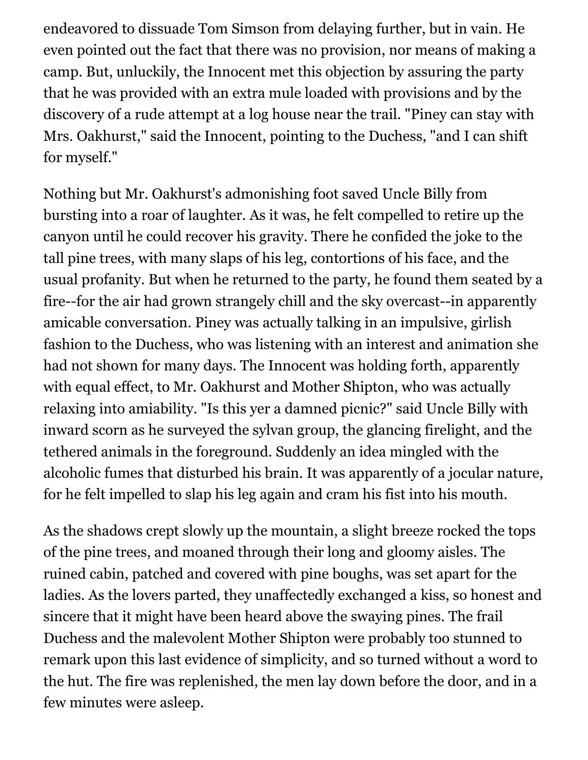endeavored to dissuade Tom Simson from delaying further, but in vain. He even pointed out the fact that there was no provision, nor means of making a camp. But, unluckily, the Innocent met this objection by assuring the party that he was provided with an extra mule loaded with provisions and by the discovery of a rude attempt at a log house near the trail. "Piney can stay with Mrs. Oakhurst," said the Innocent, pointing to the Duchess, "and I can shift for myself."

Nothing but Mr. Oakhurst's admonishing foot saved Uncle Billy from bursting into a roar of laughter. As it was, he felt compelled to retire up the canyon until he could recover his gravity. There he confided the joke to the tall pine trees, with many slaps of his leg, contortions of his face, and the usual profanity. But when he returned to the party, he found them seated by a fire--for the air had grown strangely chill and the sky overcast--in apparently amicable conversation. Piney was actually talking in an impulsive, girlish fashion to the Duchess, who was listening with an interest and animation she had not shown for many days. The Innocent was holding forth, apparently with equal effect, to Mr. Oakhurst and Mother Shipton, who was actually relaxing into amiability. "Is this yer a damned picnic?" said Uncle Billy with inward scorn as he surveyed the sylvan group, the glancing firelight, and the tethered animals in the foreground. Suddenly an idea mingled with the alcoholic fumes that disturbed his brain. It was apparently of a jocular nature, for he felt impelled to slap his leg again and cram his fist into his mouth.

As the shadows crept slowly up the mountain, a slight breeze rocked the tops of the pine trees, and moaned through their long and gloomy aisles. The ruined cabin, patched and covered with pine boughs, was set apart for the ladies. As the lovers parted, they unaffectedly exchanged a kiss, so honest and sincere that it might have been heard above the swaying pines. The frail Duchess and the malevolent Mother Shipton were probably too stunned to remark upon this last evidence of simplicity, and so turned without a word to the hut. The fire was replenished, the men lay down before the door, and in a few minutes were asleep.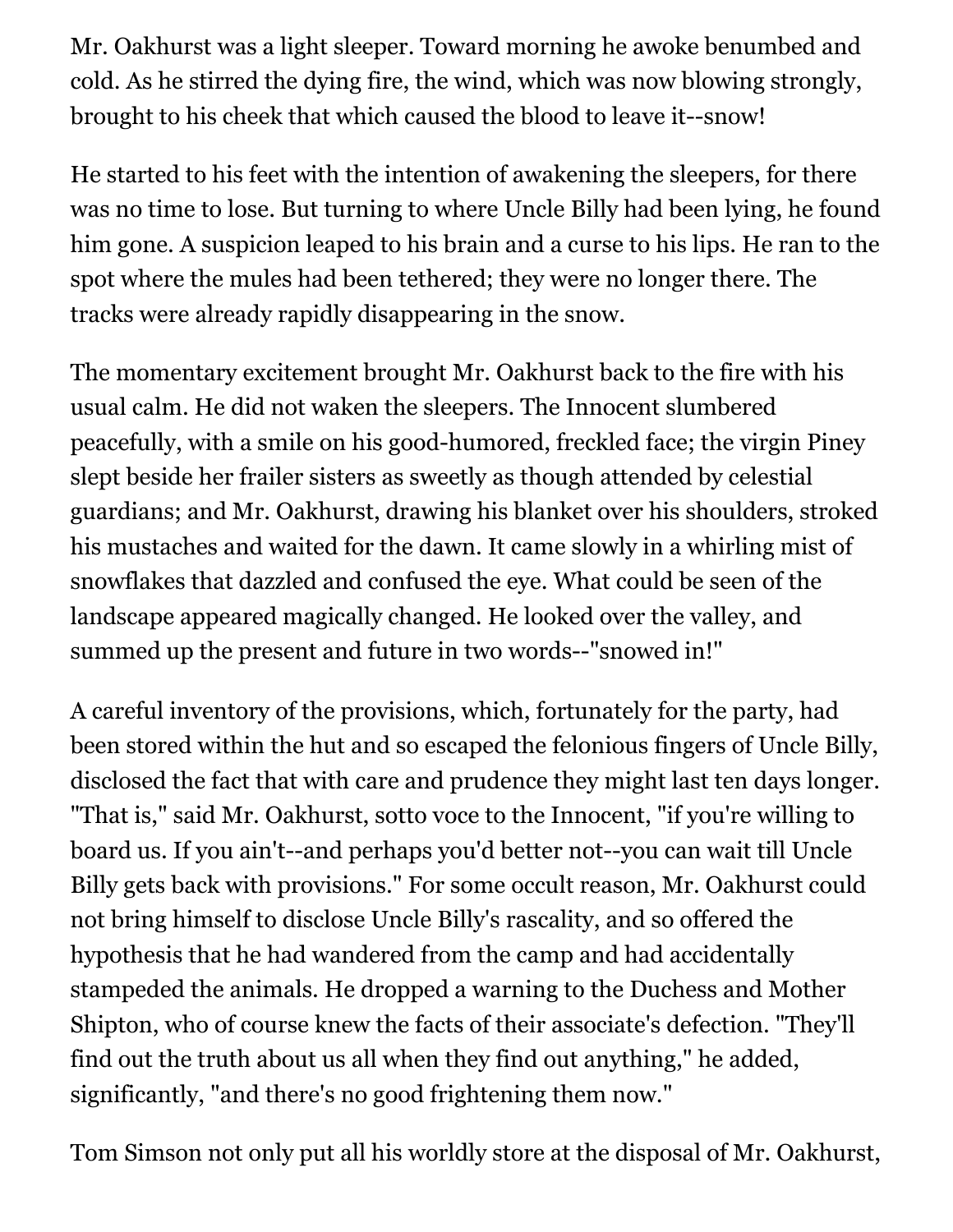Mr. Oakhurst was a light sleeper. Toward morning he awoke benumbed and cold. As he stirred the dying fire, the wind, which was now blowing strongly, brought to his cheek that which caused the blood to leave it--snow!

He started to his feet with the intention of awakening the sleepers, for there was no time to lose. But turning to where Uncle Billy had been lying, he found him gone. A suspicion leaped to his brain and a curse to his lips. He ran to the spot where the mules had been tethered; they were no longer there. The tracks were already rapidly disappearing in the snow.

The momentary excitement brought Mr. Oakhurst back to the fire with his usual calm. He did not waken the sleepers. The Innocent slumbered peacefully, with a smile on his good-humored, freckled face; the virgin Piney slept beside her frailer sisters as sweetly as though attended by celestial guardians; and Mr. Oakhurst, drawing his blanket over his shoulders, stroked his mustaches and waited for the dawn. It came slowly in a whirling mist of snowflakes that dazzled and confused the eye. What could be seen of the landscape appeared magically changed. He looked over the valley, and summed up the present and future in two words--"snowed in!"

A careful inventory of the provisions, which, fortunately for the party, had been stored within the hut and so escaped the felonious fingers of Uncle Billy, disclosed the fact that with care and prudence they might last ten days longer. "That is," said Mr. Oakhurst, sotto voce to the Innocent, "if you're willing to board us. If you ain't--and perhaps you'd better not--you can wait till Uncle Billy gets back with provisions." For some occult reason, Mr. Oakhurst could not bring himself to disclose Uncle Billy's rascality, and so offered the hypothesis that he had wandered from the camp and had accidentally stampeded the animals. He dropped a warning to the Duchess and Mother Shipton, who of course knew the facts of their associate's defection. "They'll find out the truth about us all when they find out anything," he added, significantly, "and there's no good frightening them now."

Tom Simson not only put all his worldly store at the disposal of Mr. Oakhurst,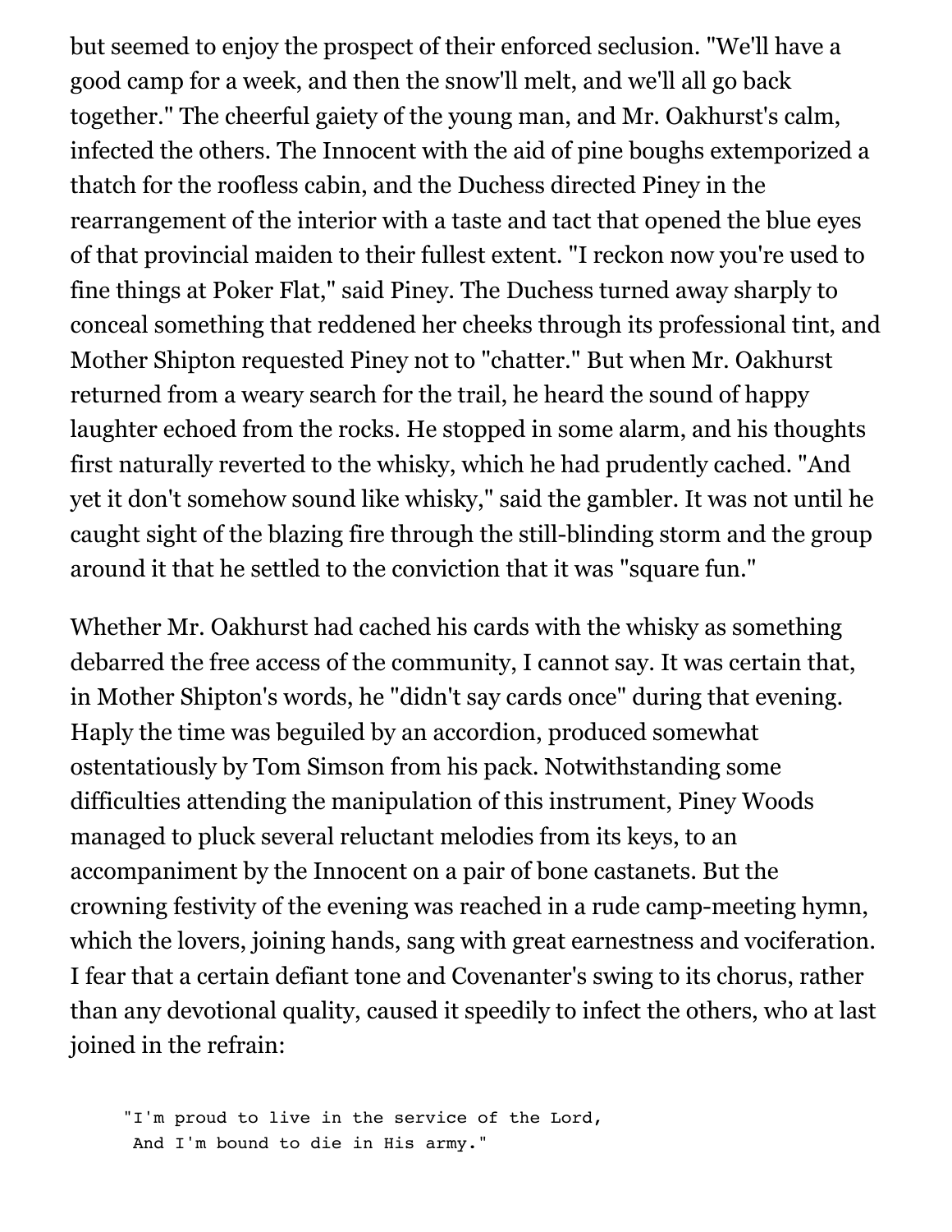but seemed to enjoy the prospect of their enforced seclusion. "We'll have a good camp for a week, and then the snow'll melt, and we'll all go back together." The cheerful gaiety of the young man, and Mr. Oakhurst's calm, infected the others. The Innocent with the aid of pine boughs extemporized a thatch for the roofless cabin, and the Duchess directed Piney in the rearrangement of the interior with a taste and tact that opened the blue eyes of that provincial maiden to their fullest extent. "I reckon now you're used to fine things at Poker Flat," said Piney. The Duchess turned away sharply to conceal something that reddened her cheeks through its professional tint, and Mother Shipton requested Piney not to "chatter." But when Mr. Oakhurst returned from a weary search for the trail, he heard the sound of happy laughter echoed from the rocks. He stopped in some alarm, and his thoughts first naturally reverted to the whisky, which he had prudently cached. "And yet it don't somehow sound like whisky," said the gambler. It was not until he caught sight of the blazing fire through the still-blinding storm and the group around it that he settled to the conviction that it was "square fun."

Whether Mr. Oakhurst had cached his cards with the whisky as something debarred the free access of the community, I cannot say. It was certain that, in Mother Shipton's words, he "didn't say cards once" during that evening. Haply the time was beguiled by an accordion, produced somewhat ostentatiously by Tom Simson from his pack. Notwithstanding some difficulties attending the manipulation of this instrument, Piney Woods managed to pluck several reluctant melodies from its keys, to an accompaniment by the Innocent on a pair of bone castanets. But the crowning festivity of the evening was reached in a rude camp-meeting hymn, which the lovers, joining hands, sang with great earnestness and vociferation. I fear that a certain defiant tone and Covenanter's swing to its chorus, rather than any devotional quality, caused it speedily to infect the others, who at last joined in the refrain:

```
"I'm proud to live in the service of the Lord,
 And I'm bound to die in His army."
```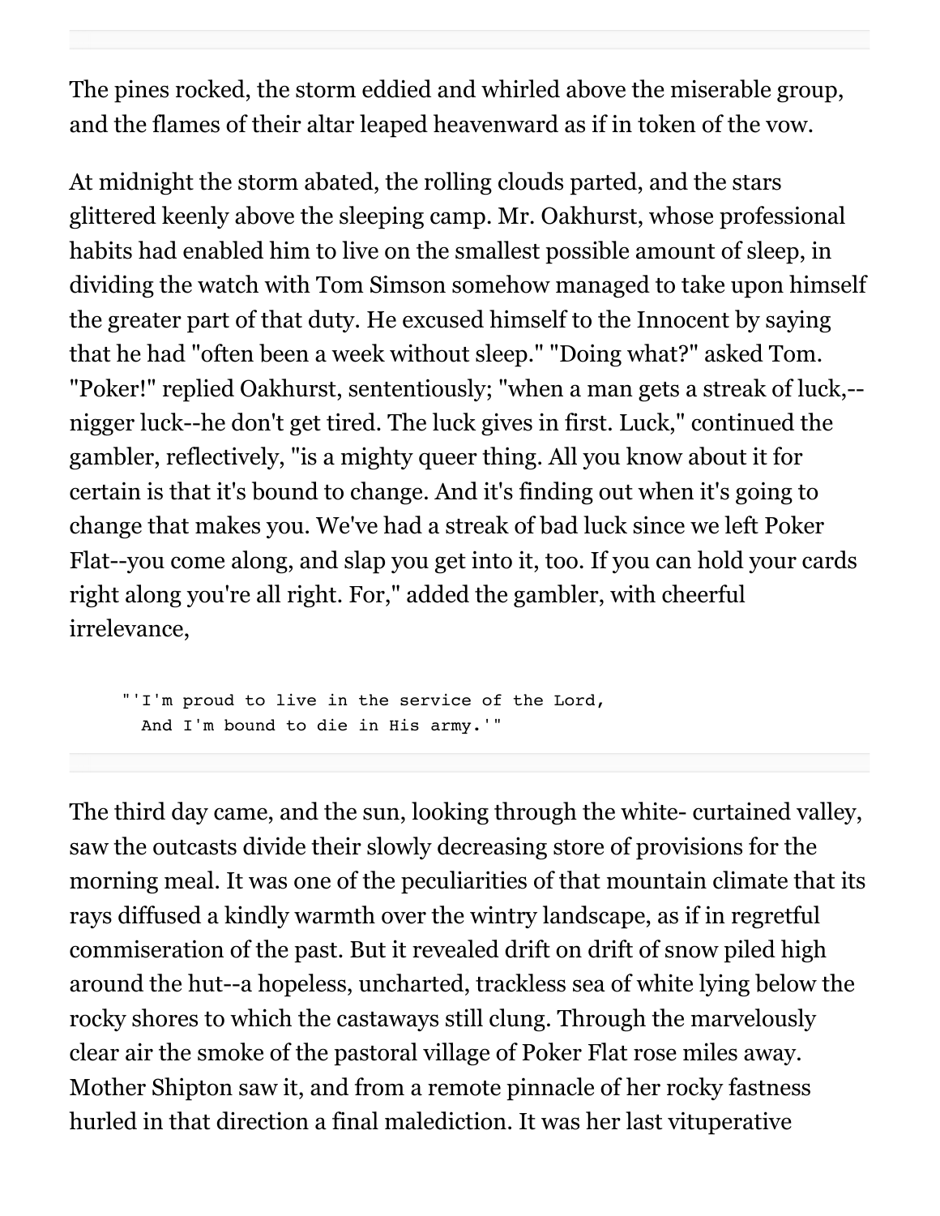The pines rocked, the storm eddied and whirled above the miserable group, and the flames of their altar leaped heavenward as if in token of the vow.

At midnight the storm abated, the rolling clouds parted, and the stars glittered keenly above the sleeping camp. Mr. Oakhurst, whose professional habits had enabled him to live on the smallest possible amount of sleep, in dividing the watch with Tom Simson somehow managed to take upon himself the greater part of that duty. He excused himself to the Innocent by saying that he had "often been a week without sleep." "Doing what?" asked Tom. "Poker!" replied Oakhurst, sententiously; "when a man gets a streak of luck,--nigger luck--he don't get tired. The luck gives in first. Luck," continued the gambler, reflectively, "is a mighty queer thing. All you know about it for certain is that it's bound to change. And it's finding out when it's going to change that makes you. We've had a streak of bad luck since we left Poker Flat--you come along, and slap you get into it, too. If you can hold your cards right along you're all right. For," added the gambler, with cheerful irrelevance,

```
"'I'm proud to live in the service of the Lord,
  And I'm bound to die in His army.'"
```

---

The third day came, and the sun, looking through the white- curtained valley, saw the outcasts divide their slowly decreasing store of provisions for the morning meal. It was one of the peculiarities of that mountain climate that its rays diffused a kindly warmth over the wintry landscape, as if in regretful commiseration of the past. But it revealed drift on drift of snow piled high around the hut--a hopeless, uncharted, trackless sea of white lying below the rocky shores to which the castaways still clung. Through the marvelously clear air the smoke of the pastoral village of Poker Flat rose miles away. Mother Shipton saw it, and from a remote pinnacle of her rocky fastness hurled in that direction a final malediction. It was her last vituperative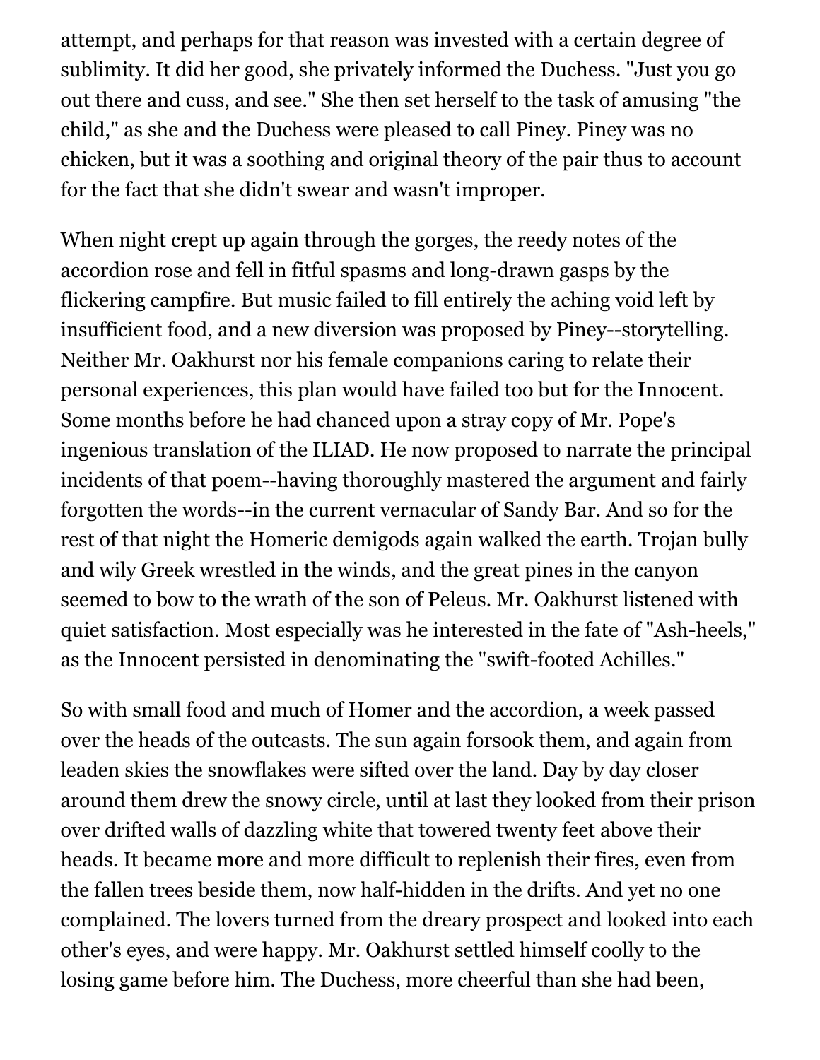attempt, and perhaps for that reason was invested with a certain degree of sublimity. It did her good, she privately informed the Duchess. "Just you go out there and cuss, and see." She then set herself to the task of amusing "the child," as she and the Duchess were pleased to call Piney. Piney was no chicken, but it was a soothing and original theory of the pair thus to account for the fact that she didn't swear and wasn't improper.

When night crept up again through the gorges, the reedy notes of the accordion rose and fell in fitful spasms and long-drawn gasps by the flickering campfire. But music failed to fill entirely the aching void left by insufficient food, and a new diversion was proposed by Piney--storytelling. Neither Mr. Oakhurst nor his female companions caring to relate their personal experiences, this plan would have failed too but for the Innocent. Some months before he had chanced upon a stray copy of Mr. Pope's ingenious translation of the ILIAD. He now proposed to narrate the principal incidents of that poem--having thoroughly mastered the argument and fairly forgotten the words--in the current vernacular of Sandy Bar. And so for the rest of that night the Homeric demigods again walked the earth. Trojan bully and wily Greek wrestled in the winds, and the great pines in the canyon seemed to bow to the wrath of the son of Peleus. Mr. Oakhurst listened with quiet satisfaction. Most especially was he interested in the fate of "Ash-heels," as the Innocent persisted in denominating the "swift-footed Achilles."

So with small food and much of Homer and the accordion, a week passed over the heads of the outcasts. The sun again forsook them, and again from leaden skies the snowflakes were sifted over the land. Day by day closer around them drew the snowy circle, until at last they looked from their prison over drifted walls of dazzling white that towered twenty feet above their heads. It became more and more difficult to replenish their fires, even from the fallen trees beside them, now half-hidden in the drifts. And yet no one complained. The lovers turned from the dreary prospect and looked into each other's eyes, and were happy. Mr. Oakhurst settled himself coolly to the losing game before him. The Duchess, more cheerful than she had been,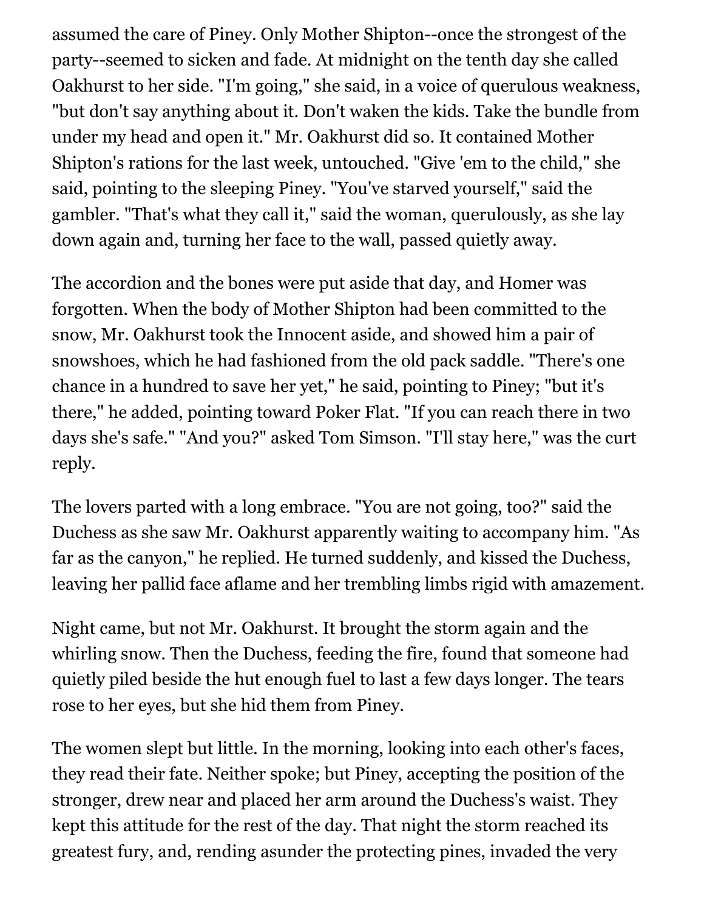assumed the care of Piney. Only Mother Shipton--once the strongest of the party--seemed to sicken and fade. At midnight on the tenth day she called Oakhurst to her side. "I'm going," she said, in a voice of querulous weakness, "but don't say anything about it. Don't waken the kids. Take the bundle from under my head and open it." Mr. Oakhurst did so. It contained Mother Shipton's rations for the last week, untouched. "Give 'em to the child," she said, pointing to the sleeping Piney. "You've starved yourself," said the gambler. "That's what they call it," said the woman, querulously, as she lay down again and, turning her face to the wall, passed quietly away.

The accordion and the bones were put aside that day, and Homer was forgotten. When the body of Mother Shipton had been committed to the snow, Mr. Oakhurst took the Innocent aside, and showed him a pair of snowshoes, which he had fashioned from the old pack saddle. "There's one chance in a hundred to save her yet," he said, pointing to Piney; "but it's there," he added, pointing toward Poker Flat. "If you can reach there in two days she's safe." "And you?" asked Tom Simson. "I'll stay here," was the curt reply.

The lovers parted with a long embrace. "You are not going, too?" said the Duchess as she saw Mr. Oakhurst apparently waiting to accompany him. "As far as the canyon," he replied. He turned suddenly, and kissed the Duchess, leaving her pallid face aflame and her trembling limbs rigid with amazement.

Night came, but not Mr. Oakhurst. It brought the storm again and the whirling snow. Then the Duchess, feeding the fire, found that someone had quietly piled beside the hut enough fuel to last a few days longer. The tears rose to her eyes, but she hid them from Piney.

The women slept but little. In the morning, looking into each other's faces, they read their fate. Neither spoke; but Piney, accepting the position of the stronger, drew near and placed her arm around the Duchess's waist. They kept this attitude for the rest of the day. That night the storm reached its greatest fury, and, rending asunder the protecting pines, invaded the very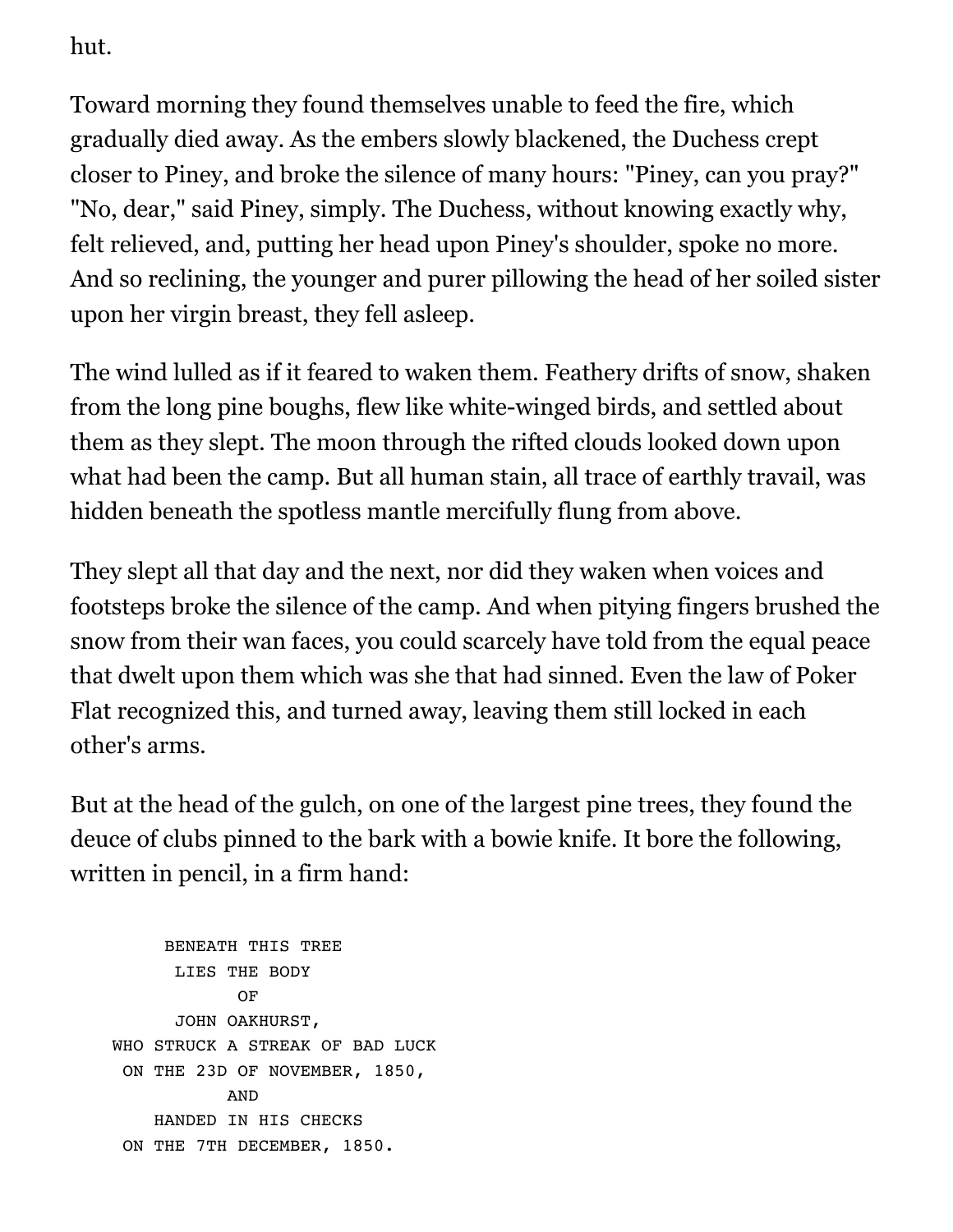hut.

Toward morning they found themselves unable to feed the fire, which gradually died away. As the embers slowly blackened, the Duchess crept closer to Piney, and broke the silence of many hours: "Piney, can you pray?" "No, dear," said Piney, simply. The Duchess, without knowing exactly why, felt relieved, and, putting her head upon Piney's shoulder, spoke no more. And so reclining, the younger and purer pillowing the head of her soiled sister upon her virgin breast, they fell asleep.

The wind lulled as if it feared to waken them. Feathery drifts of snow, shaken from the long pine boughs, flew like white-winged birds, and settled about them as they slept. The moon through the rifted clouds looked down upon what had been the camp. But all human stain, all trace of earthly travail, was hidden beneath the spotless mantle mercifully flung from above.

They slept all that day and the next, nor did they waken when voices and footsteps broke the silence of the camp. And when pitying fingers brushed the snow from their wan faces, you could scarcely have told from the equal peace that dwelt upon them which was she that had sinned. Even the law of Poker Flat recognized this, and turned away, leaving them still locked in each other's arms.

But at the head of the gulch, on one of the largest pine trees, they found the deuce of clubs pinned to the bark with a bowie knife. It bore the following, written in pencil, in a firm hand:

```
        BENEATH THIS TREE
         LIES THE BODY
               OF
         JOHN OAKHURST,
   WHO STRUCK A STREAK OF BAD LUCK
    ON THE 23D OF NOVEMBER, 1850,
              AND
       HANDED IN HIS CHECKS
    ON THE 7TH DECEMBER, 1850.
```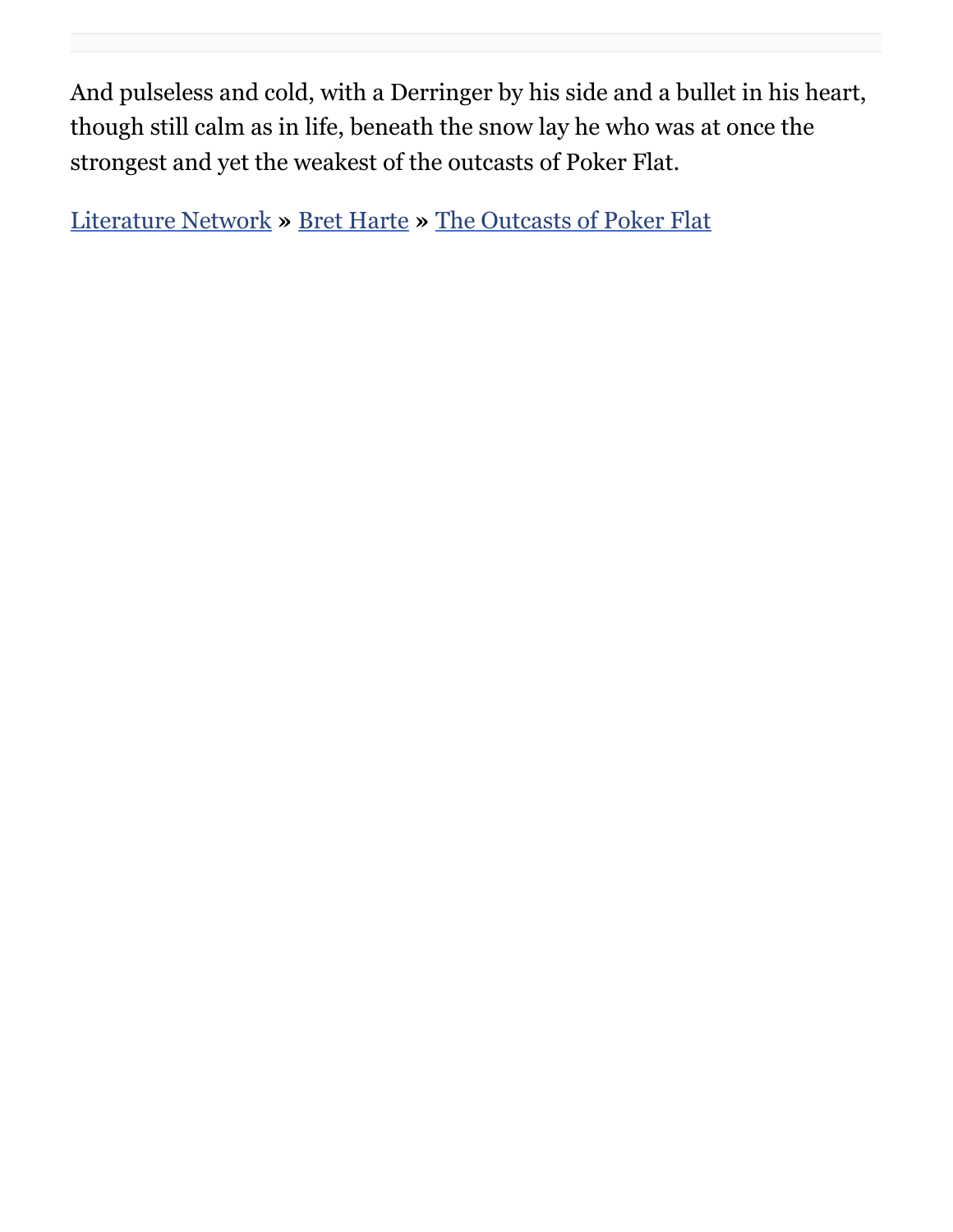And pulseless and cold, with a Derringer by his side and a bullet in his heart, though still calm as in life, beneath the snow lay he who was at once the strongest and yet the weakest of the outcasts of Poker Flat.

Literature Network » Bret Harte » The Outcasts of Poker Flat